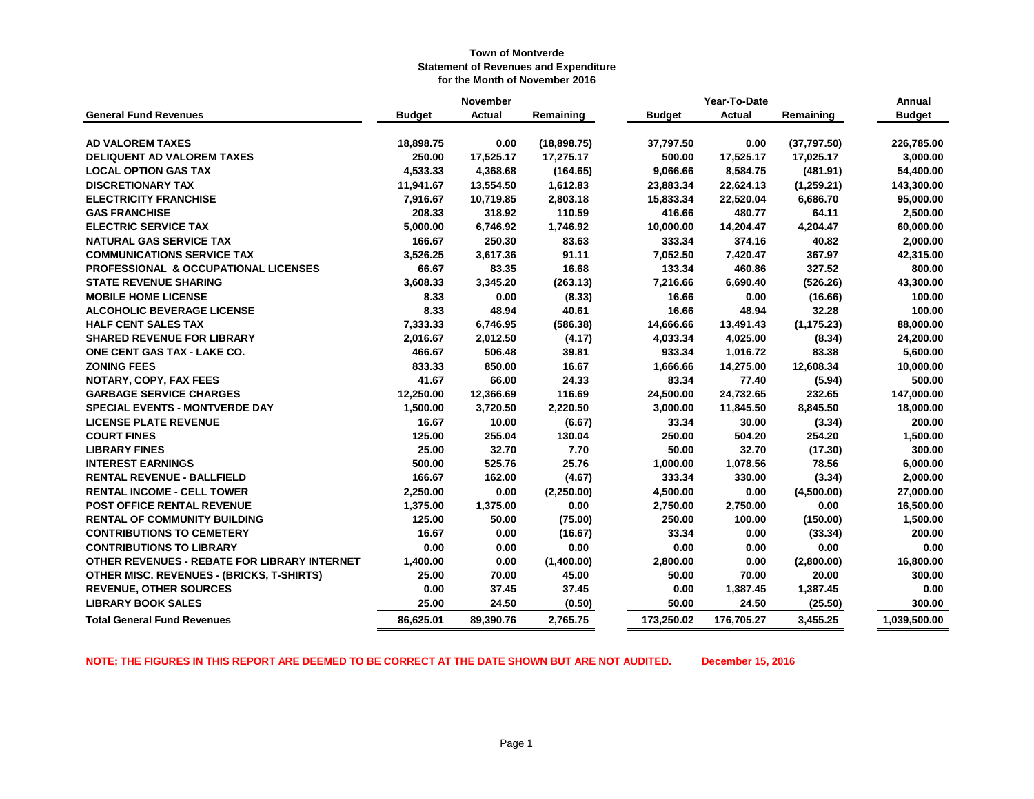**Town of Montverde**
**Statement of Revenues and Expenditure**
**for the Month of November 2016**

| General Fund Revenues | November | | | Year-To-Date | | | Annual |
|---|---|---|---|---|---|---|---|
| | Budget | Actual | Remaining | Budget | Actual | Remaining | Budget |
| AD VALOREM TAXES | 18,898.75 | 0.00 | (18,898.75) | 37,797.50 | 0.00 | (37,797.50) | 226,785.00 |
| DELIQUENT AD VALOREM TAXES | 250.00 | 17,525.17 | 17,275.17 | 500.00 | 17,525.17 | 17,025.17 | 3,000.00 |
| LOCAL OPTION GAS TAX | 4,533.33 | 4,368.68 | (164.65) | 9,066.66 | 8,584.75 | (481.91) | 54,400.00 |
| DISCRETIONARY TAX | 11,941.67 | 13,554.50 | 1,612.83 | 23,883.34 | 22,624.13 | (1,259.21) | 143,300.00 |
| ELECTRICITY FRANCHISE | 7,916.67 | 10,719.85 | 2,803.18 | 15,833.34 | 22,520.04 | 6,686.70 | 95,000.00 |
| GAS FRANCHISE | 208.33 | 318.92 | 110.59 | 416.66 | 480.77 | 64.11 | 2,500.00 |
| ELECTRIC SERVICE TAX | 5,000.00 | 6,746.92 | 1,746.92 | 10,000.00 | 14,204.47 | 4,204.47 | 60,000.00 |
| NATURAL GAS SERVICE TAX | 166.67 | 250.30 | 83.63 | 333.34 | 374.16 | 40.82 | 2,000.00 |
| COMMUNICATIONS SERVICE TAX | 3,526.25 | 3,617.36 | 91.11 | 7,052.50 | 7,420.47 | 367.97 | 42,315.00 |
| PROFESSIONAL & OCCUPATIONAL LICENSES | 66.67 | 83.35 | 16.68 | 133.34 | 460.86 | 327.52 | 800.00 |
| STATE REVENUE SHARING | 3,608.33 | 3,345.20 | (263.13) | 7,216.66 | 6,690.40 | (526.26) | 43,300.00 |
| MOBILE HOME LICENSE | 8.33 | 0.00 | (8.33) | 16.66 | 0.00 | (16.66) | 100.00 |
| ALCOHOLIC BEVERAGE LICENSE | 8.33 | 48.94 | 40.61 | 16.66 | 48.94 | 32.28 | 100.00 |
| HALF CENT SALES TAX | 7,333.33 | 6,746.95 | (586.38) | 14,666.66 | 13,491.43 | (1,175.23) | 88,000.00 |
| SHARED REVENUE FOR LIBRARY | 2,016.67 | 2,012.50 | (4.17) | 4,033.34 | 4,025.00 | (8.34) | 24,200.00 |
| ONE CENT GAS TAX - LAKE CO. | 466.67 | 506.48 | 39.81 | 933.34 | 1,016.72 | 83.38 | 5,600.00 |
| ZONING FEES | 833.33 | 850.00 | 16.67 | 1,666.66 | 14,275.00 | 12,608.34 | 10,000.00 |
| NOTARY, COPY, FAX FEES | 41.67 | 66.00 | 24.33 | 83.34 | 77.40 | (5.94) | 500.00 |
| GARBAGE SERVICE CHARGES | 12,250.00 | 12,366.69 | 116.69 | 24,500.00 | 24,732.65 | 232.65 | 147,000.00 |
| SPECIAL EVENTS - MONTVERDE DAY | 1,500.00 | 3,720.50 | 2,220.50 | 3,000.00 | 11,845.50 | 8,845.50 | 18,000.00 |
| LICENSE PLATE REVENUE | 16.67 | 10.00 | (6.67) | 33.34 | 30.00 | (3.34) | 200.00 |
| COURT FINES | 125.00 | 255.04 | 130.04 | 250.00 | 504.20 | 254.20 | 1,500.00 |
| LIBRARY FINES | 25.00 | 32.70 | 7.70 | 50.00 | 32.70 | (17.30) | 300.00 |
| INTEREST EARNINGS | 500.00 | 525.76 | 25.76 | 1,000.00 | 1,078.56 | 78.56 | 6,000.00 |
| RENTAL REVENUE - BALLFIELD | 166.67 | 162.00 | (4.67) | 333.34 | 330.00 | (3.34) | 2,000.00 |
| RENTAL INCOME - CELL TOWER | 2,250.00 | 0.00 | (2,250.00) | 4,500.00 | 0.00 | (4,500.00) | 27,000.00 |
| POST OFFICE RENTAL REVENUE | 1,375.00 | 1,375.00 | 0.00 | 2,750.00 | 2,750.00 | 0.00 | 16,500.00 |
| RENTAL OF COMMUNITY BUILDING | 125.00 | 50.00 | (75.00) | 250.00 | 100.00 | (150.00) | 1,500.00 |
| CONTRIBUTIONS TO CEMETERY | 16.67 | 0.00 | (16.67) | 33.34 | 0.00 | (33.34) | 200.00 |
| CONTRIBUTIONS TO LIBRARY | 0.00 | 0.00 | 0.00 | 0.00 | 0.00 | 0.00 | 0.00 |
| OTHER REVENUES - REBATE FOR LIBRARY INTERNET | 1,400.00 | 0.00 | (1,400.00) | 2,800.00 | 0.00 | (2,800.00) | 16,800.00 |
| OTHER MISC. REVENUES - (BRICKS, T-SHIRTS) | 25.00 | 70.00 | 45.00 | 50.00 | 70.00 | 20.00 | 300.00 |
| REVENUE, OTHER SOURCES | 0.00 | 37.45 | 37.45 | 0.00 | 1,387.45 | 1,387.45 | 0.00 |
| LIBRARY BOOK SALES | 25.00 | 24.50 | (0.50) | 50.00 | 24.50 | (25.50) | 300.00 |
| **Total General Fund Revenues** | **86,625.01** | **89,390.76** | **2,765.75** | **173,250.02** | **176,705.27** | **3,455.25** | **1,039,500.00** |

**NOTE; THE FIGURES IN THIS REPORT ARE DEEMED TO BE CORRECT AT THE DATE SHOWN BUT ARE NOT AUDITED. December 15, 2016**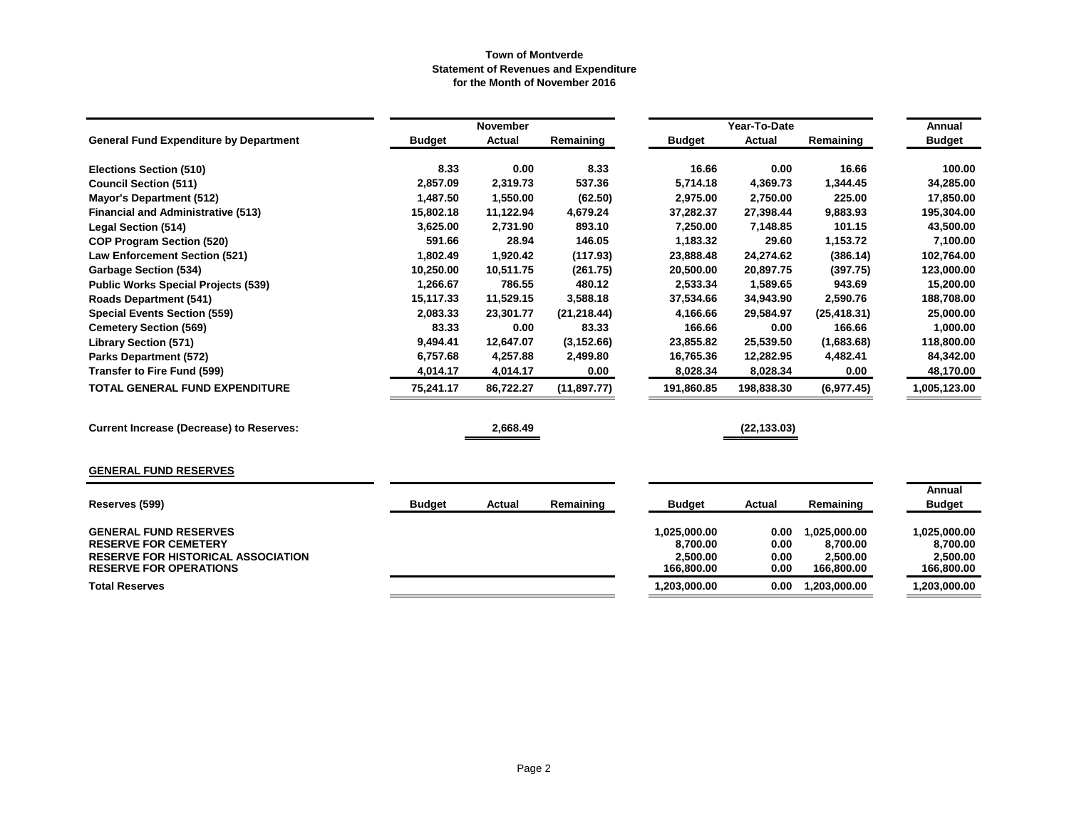# Town of Montverde
## Statement of Revenues and Expenditure
## for the Month of November 2016

| General Fund Expenditure by Department | November Budget | November Actual | November Remaining | Year-To-Date Budget | Year-To-Date Actual | Year-To-Date Remaining | Annual Budget |
|---|---|---|---|---|---|---|---|
| Elections Section (510) | 8.33 | 0.00 | 8.33 | 16.66 | 0.00 | 16.66 | 100.00 |
| Council Section (511) | 2,857.09 | 2,319.73 | 537.36 | 5,714.18 | 4,369.73 | 1,344.45 | 34,285.00 |
| Mayor's Department (512) | 1,487.50 | 1,550.00 | (62.50) | 2,975.00 | 2,750.00 | 225.00 | 17,850.00 |
| Financial and Administrative (513) | 15,802.18 | 11,122.94 | 4,679.24 | 37,282.37 | 27,398.44 | 9,883.93 | 195,304.00 |
| Legal Section (514) | 3,625.00 | 2,731.90 | 893.10 | 7,250.00 | 7,148.85 | 101.15 | 43,500.00 |
| COP Program Section (520) | 591.66 | 28.94 | 146.05 | 1,183.32 | 29.60 | 1,153.72 | 7,100.00 |
| Law Enforcement Section (521) | 1,802.49 | 1,920.42 | (117.93) | 23,888.48 | 24,274.62 | (386.14) | 102,764.00 |
| Garbage Section (534) | 10,250.00 | 10,511.75 | (261.75) | 20,500.00 | 20,897.75 | (397.75) | 123,000.00 |
| Public Works Special Projects (539) | 1,266.67 | 786.55 | 480.12 | 2,533.34 | 1,589.65 | 943.69 | 15,200.00 |
| Roads Department (541) | 15,117.33 | 11,529.15 | 3,588.18 | 37,534.66 | 34,943.90 | 2,590.76 | 188,708.00 |
| Special Events Section (559) | 2,083.33 | 23,301.77 | (21,218.44) | 4,166.66 | 29,584.97 | (25,418.31) | 25,000.00 |
| Cemetery Section (569) | 83.33 | 0.00 | 83.33 | 166.66 | 0.00 | 166.66 | 1,000.00 |
| Library Section (571) | 9,494.41 | 12,647.07 | (3,152.66) | 23,855.82 | 25,539.50 | (1,683.68) | 118,800.00 |
| Parks Department (572) | 6,757.68 | 4,257.88 | 2,499.80 | 16,765.36 | 12,282.95 | 4,482.41 | 84,342.00 |
| Transfer to Fire Fund (599) | 4,014.17 | 4,014.17 | 0.00 | 8,028.34 | 8,028.34 | 0.00 | 48,170.00 |
| TOTAL GENERAL FUND EXPENDITURE | 75,241.17 | 86,722.27 | (11,897.77) | 191,860.85 | 198,838.30 | (6,977.45) | 1,005,123.00 |

| | November Actual | Year-To-Date Actual |
|---|---|---|
| Current Increase (Decrease) to Reserves: | 2,668.49 | (22,133.03) |

**GENERAL FUND RESERVES**

| Reserves (599) | Budget | Actual | Remaining | Year-To-Date Budget | Year-To-Date Actual | Year-To-Date Remaining | Annual Budget |
|---|---|---|---|---|---|---|---|
| GENERAL FUND RESERVES | | | | 1,025,000.00 | 0.00 | 1,025,000.00 | 1,025,000.00 |
| RESERVE FOR CEMETERY | | | | 8,700.00 | 0.00 | 8,700.00 | 8,700.00 |
| RESERVE FOR HISTORICAL ASSOCIATION | | | | 2,500.00 | 0.00 | 2,500.00 | 2,500.00 |
| RESERVE FOR OPERATIONS | | | | 166,800.00 | 0.00 | 166,800.00 | 166,800.00 |
| Total Reserves | | | | 1,203,000.00 | 0.00 | 1,203,000.00 | 1,203,000.00 |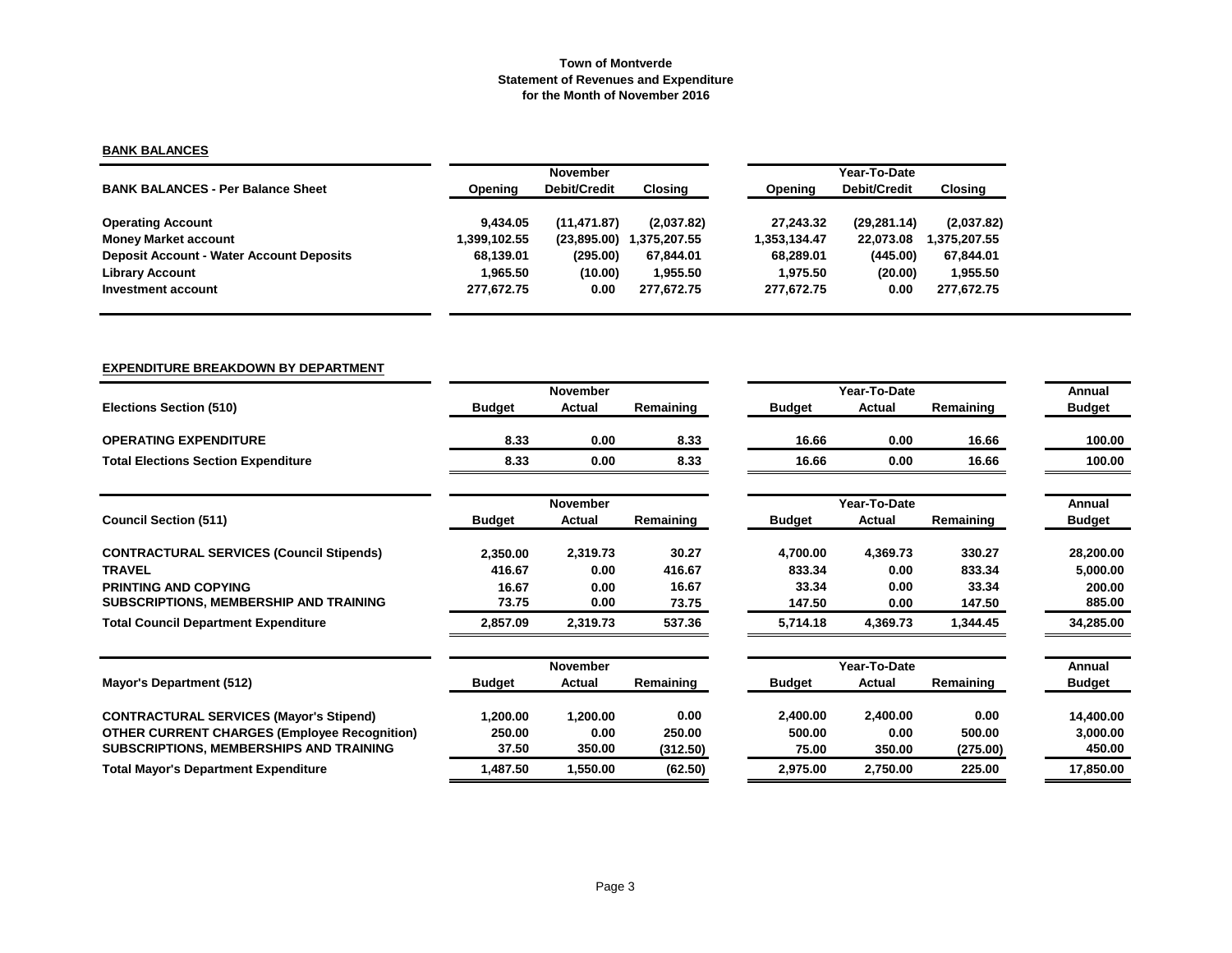**Town of Montverde**
**Statement of Revenues and Expenditure**
**for the Month of November 2016**

**BANK BALANCES**

| BANK BALANCES - Per Balance Sheet | November Opening | November Debit/Credit | November Closing | Year-To-Date Opening | Year-To-Date Debit/Credit | Year-To-Date Closing |
|---|---|---|---|---|---|---|
| Operating Account | 9,434.05 | (11,471.87) | (2,037.82) | 27,243.32 | (29,281.14) | (2,037.82) |
| Money Market account | 1,399,102.55 | (23,895.00) | 1,375,207.55 | 1,353,134.47 | 22,073.08 | 1,375,207.55 |
| Deposit Account - Water Account Deposits | 68,139.01 | (295.00) | 67,844.01 | 68,289.01 | (445.00) | 67,844.01 |
| Library Account | 1,965.50 | (10.00) | 1,955.50 | 1,975.50 | (20.00) | 1,955.50 |
| Investment account | 277,672.75 | 0.00 | 277,672.75 | 277,672.75 | 0.00 | 277,672.75 |

**EXPENDITURE BREAKDOWN BY DEPARTMENT**

| Elections Section (510) | November Budget | November Actual | November Remaining | Year-To-Date Budget | Year-To-Date Actual | Year-To-Date Remaining | Annual Budget |
|---|---|---|---|---|---|---|---|
| OPERATING EXPENDITURE | 8.33 | 0.00 | 8.33 | 16.66 | 0.00 | 16.66 | 100.00 |
| Total Elections Section Expenditure | 8.33 | 0.00 | 8.33 | 16.66 | 0.00 | 16.66 | 100.00 |

| Council Section (511) | November Budget | November Actual | November Remaining | Year-To-Date Budget | Year-To-Date Actual | Year-To-Date Remaining | Annual Budget |
|---|---|---|---|---|---|---|---|
| CONTRACTURAL SERVICES (Council Stipends) | 2,350.00 | 2,319.73 | 30.27 | 4,700.00 | 4,369.73 | 330.27 | 28,200.00 |
| TRAVEL | 416.67 | 0.00 | 416.67 | 833.34 | 0.00 | 833.34 | 5,000.00 |
| PRINTING AND COPYING | 16.67 | 0.00 | 16.67 | 33.34 | 0.00 | 33.34 | 200.00 |
| SUBSCRIPTIONS, MEMBERSHIP AND TRAINING | 73.75 | 0.00 | 73.75 | 147.50 | 0.00 | 147.50 | 885.00 |
| Total Council Department Expenditure | 2,857.09 | 2,319.73 | 537.36 | 5,714.18 | 4,369.73 | 1,344.45 | 34,285.00 |

| Mayor's Department (512) | November Budget | November Actual | November Remaining | Year-To-Date Budget | Year-To-Date Actual | Year-To-Date Remaining | Annual Budget |
|---|---|---|---|---|---|---|---|
| CONTRACTURAL SERVICES (Mayor's Stipend) | 1,200.00 | 1,200.00 | 0.00 | 2,400.00 | 2,400.00 | 0.00 | 14,400.00 |
| OTHER CURRENT CHARGES (Employee Recognition) | 250.00 | 0.00 | 250.00 | 500.00 | 0.00 | 500.00 | 3,000.00 |
| SUBSCRIPTIONS, MEMBERSHIPS AND TRAINING | 37.50 | 350.00 | (312.50) | 75.00 | 350.00 | (275.00) | 450.00 |
| Total Mayor's Department Expenditure | 1,487.50 | 1,550.00 | (62.50) | 2,975.00 | 2,750.00 | 225.00 | 17,850.00 |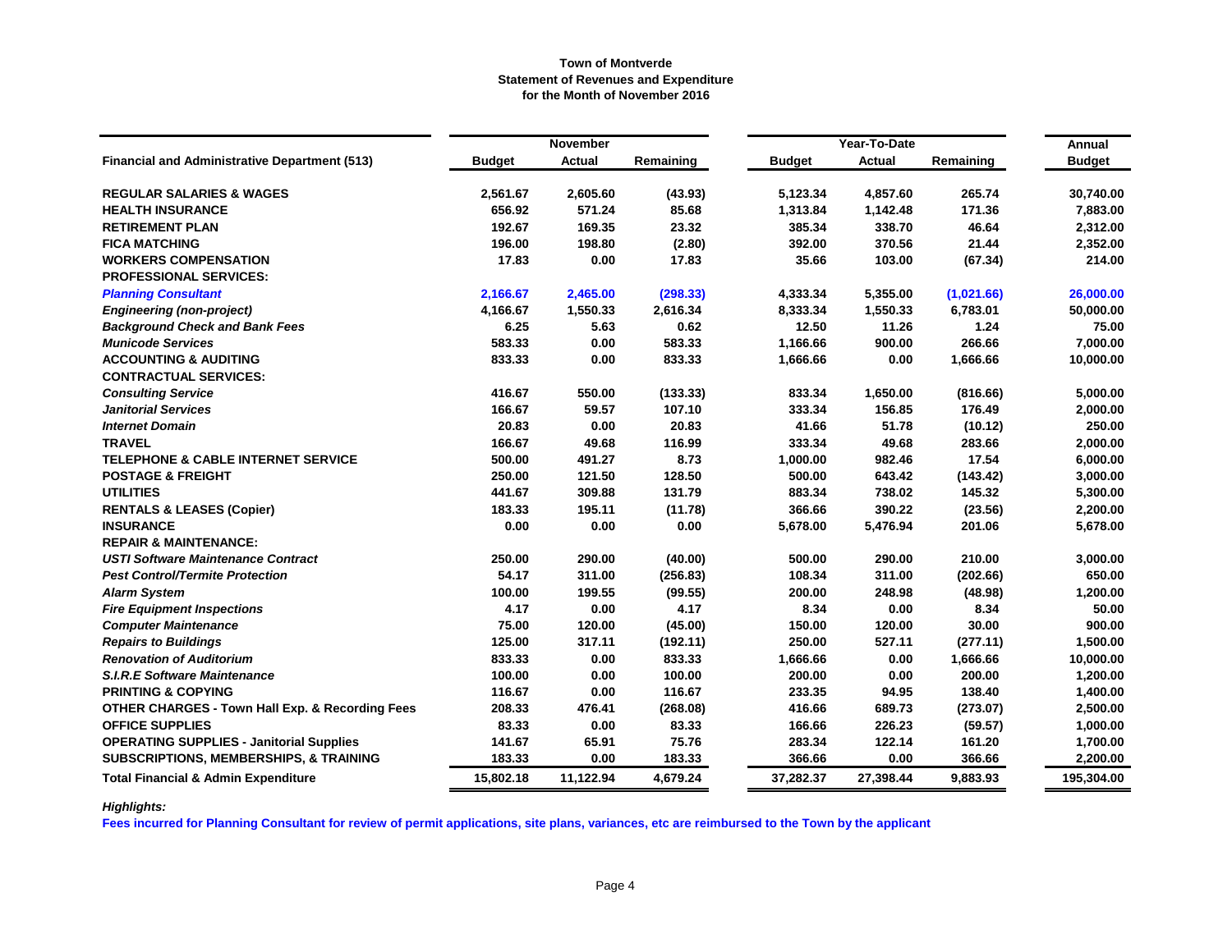**Town of Montverde**
**Statement of Revenues and Expenditure**
**for the Month of November 2016**

| Financial and Administrative Department (513) | November | | | Year-To-Date | | | Annual |
|---|---|---|---|---|---|---|---|
| | Budget | Actual | Remaining | Budget | Actual | Remaining | Budget |
| **REGULAR SALARIES & WAGES** | 2,561.67 | 2,605.60 | (43.93) | 5,123.34 | 4,857.60 | 265.74 | 30,740.00 |
| **HEALTH INSURANCE** | 656.92 | 571.24 | 85.68 | 1,313.84 | 1,142.48 | 171.36 | 7,883.00 |
| **RETIREMENT PLAN** | 192.67 | 169.35 | 23.32 | 385.34 | 338.70 | 46.64 | 2,312.00 |
| **FICA MATCHING** | 196.00 | 198.80 | (2.80) | 392.00 | 370.56 | 21.44 | 2,352.00 |
| **WORKERS COMPENSATION** | 17.83 | 0.00 | 17.83 | 35.66 | 103.00 | (67.34) | 214.00 |
| **PROFESSIONAL SERVICES:** | | | | | | | |
| ***Planning Consultant*** | 2,166.67 | 2,465.00 | (298.33) | 4,333.34 | 5,355.00 | (1,021.66) | 26,000.00 |
| ***Engineering (non-project)*** | 4,166.67 | 1,550.33 | 2,616.34 | 8,333.34 | 1,550.33 | 6,783.01 | 50,000.00 |
| ***Background Check and Bank Fees*** | 6.25 | 5.63 | 0.62 | 12.50 | 11.26 | 1.24 | 75.00 |
| ***Municode Services*** | 583.33 | 0.00 | 583.33 | 1,166.66 | 900.00 | 266.66 | 7,000.00 |
| **ACCOUNTING & AUDITING** | 833.33 | 0.00 | 833.33 | 1,666.66 | 0.00 | 1,666.66 | 10,000.00 |
| **CONTRACTUAL SERVICES:** | | | | | | | |
| ***Consulting Service*** | 416.67 | 550.00 | (133.33) | 833.34 | 1,650.00 | (816.66) | 5,000.00 |
| ***Janitorial Services*** | 166.67 | 59.57 | 107.10 | 333.34 | 156.85 | 176.49 | 2,000.00 |
| ***Internet Domain*** | 20.83 | 0.00 | 20.83 | 41.66 | 51.78 | (10.12) | 250.00 |
| **TRAVEL** | 166.67 | 49.68 | 116.99 | 333.34 | 49.68 | 283.66 | 2,000.00 |
| **TELEPHONE & CABLE INTERNET SERVICE** | 500.00 | 491.27 | 8.73 | 1,000.00 | 982.46 | 17.54 | 6,000.00 |
| **POSTAGE & FREIGHT** | 250.00 | 121.50 | 128.50 | 500.00 | 643.42 | (143.42) | 3,000.00 |
| **UTILITIES** | 441.67 | 309.88 | 131.79 | 883.34 | 738.02 | 145.32 | 5,300.00 |
| **RENTALS & LEASES (Copier)** | 183.33 | 195.11 | (11.78) | 366.66 | 390.22 | (23.56) | 2,200.00 |
| **INSURANCE** | 0.00 | 0.00 | 0.00 | 5,678.00 | 5,476.94 | 201.06 | 5,678.00 |
| **REPAIR & MAINTENANCE:** | | | | | | | |
| ***USTI Software Maintenance Contract*** | 250.00 | 290.00 | (40.00) | 500.00 | 290.00 | 210.00 | 3,000.00 |
| ***Pest Control/Termite Protection*** | 54.17 | 311.00 | (256.83) | 108.34 | 311.00 | (202.66) | 650.00 |
| ***Alarm System*** | 100.00 | 199.55 | (99.55) | 200.00 | 248.98 | (48.98) | 1,200.00 |
| ***Fire Equipment Inspections*** | 4.17 | 0.00 | 4.17 | 8.34 | 0.00 | 8.34 | 50.00 |
| ***Computer Maintenance*** | 75.00 | 120.00 | (45.00) | 150.00 | 120.00 | 30.00 | 900.00 |
| ***Repairs to Buildings*** | 125.00 | 317.11 | (192.11) | 250.00 | 527.11 | (277.11) | 1,500.00 |
| ***Renovation of Auditorium*** | 833.33 | 0.00 | 833.33 | 1,666.66 | 0.00 | 1,666.66 | 10,000.00 |
| ***S.I.R.E Software Maintenance*** | 100.00 | 0.00 | 100.00 | 200.00 | 0.00 | 200.00 | 1,200.00 |
| **PRINTING & COPYING** | 116.67 | 0.00 | 116.67 | 233.35 | 94.95 | 138.40 | 1,400.00 |
| **OTHER CHARGES - Town Hall Exp. & Recording Fees** | 208.33 | 476.41 | (268.08) | 416.66 | 689.73 | (273.07) | 2,500.00 |
| **OFFICE SUPPLIES** | 83.33 | 0.00 | 83.33 | 166.66 | 226.23 | (59.57) | 1,000.00 |
| **OPERATING SUPPLIES - Janitorial Supplies** | 141.67 | 65.91 | 75.76 | 283.34 | 122.14 | 161.20 | 1,700.00 |
| **SUBSCRIPTIONS, MEMBERSHIPS, & TRAINING** | 183.33 | 0.00 | 183.33 | 366.66 | 0.00 | 366.66 | 2,200.00 |
| **Total Financial & Admin Expenditure** | 15,802.18 | 11,122.94 | 4,679.24 | 37,282.37 | 27,398.44 | 9,883.93 | 195,304.00 |

*Highlights:*

**Fees incurred for Planning Consultant for review of permit applications, site plans, variances, etc are reimbursed to the Town by the applicant**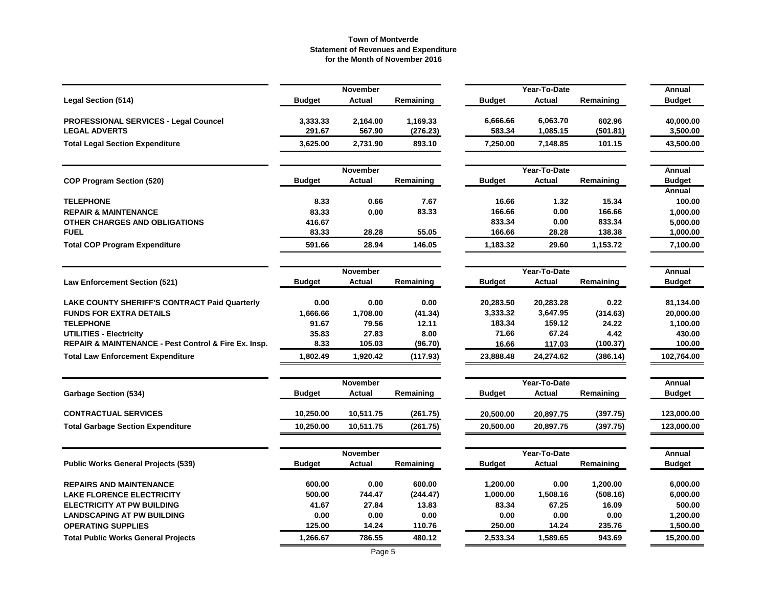# Town of Montverde
## Statement of Revenues and Expenditure
### for the Month of November 2016

| Legal Section (514) | November Budget | November Actual | November Remaining | Year-To-Date Budget | Year-To-Date Actual | Year-To-Date Remaining | Annual Budget |
|---|---|---|---|---|---|---|---|
| PROFESSIONAL SERVICES - Legal Councel | 3,333.33 | 2,164.00 | 1,169.33 | 6,666.66 | 6,063.70 | 602.96 | 40,000.00 |
| LEGAL ADVERTS | 291.67 | 567.90 | (276.23) | 583.34 | 1,085.15 | (501.81) | 3,500.00 |
| **Total Legal Section Expenditure** | **3,625.00** | **2,731.90** | **893.10** | **7,250.00** | **7,148.85** | **101.15** | **43,500.00** |

| COP Program Section (520) | November Budget | November Actual | November Remaining | Year-To-Date Budget | Year-To-Date Actual | Year-To-Date Remaining | Annual Budget |
|---|---|---|---|---|---|---|---|
| | | | | | | | Annual |
| TELEPHONE | 8.33 | 0.66 | 7.67 | 16.66 | 1.32 | 15.34 | 100.00 |
| REPAIR & MAINTENANCE | 83.33 | 0.00 | 83.33 | 166.66 | 0.00 | 166.66 | 1,000.00 |
| OTHER CHARGES AND OBLIGATIONS | 416.67 | | | 833.34 | 0.00 | 833.34 | 5,000.00 |
| FUEL | 83.33 | 28.28 | 55.05 | 166.66 | 28.28 | 138.38 | 1,000.00 |
| **Total COP Program Expenditure** | **591.66** | **28.94** | **146.05** | **1,183.32** | **29.60** | **1,153.72** | **7,100.00** |

| Law Enforcement Section (521) | November Budget | November Actual | November Remaining | Year-To-Date Budget | Year-To-Date Actual | Year-To-Date Remaining | Annual Budget |
|---|---|---|---|---|---|---|---|
| LAKE COUNTY SHERIFF'S CONTRACT Paid Quarterly | 0.00 | 0.00 | 0.00 | 20,283.50 | 20,283.28 | 0.22 | 81,134.00 |
| FUNDS FOR EXTRA DETAILS | 1,666.66 | 1,708.00 | (41.34) | 3,333.32 | 3,647.95 | (314.63) | 20,000.00 |
| TELEPHONE | 91.67 | 79.56 | 12.11 | 183.34 | 159.12 | 24.22 | 1,100.00 |
| UTILITIES - Electricity | 35.83 | 27.83 | 8.00 | 71.66 | 67.24 | 4.42 | 430.00 |
| REPAIR & MAINTENANCE - Pest Control & Fire Ex. Insp. | 8.33 | 105.03 | (96.70) | 16.66 | 117.03 | (100.37) | 100.00 |
| **Total Law Enforcement Expenditure** | **1,802.49** | **1,920.42** | **(117.93)** | **23,888.48** | **24,274.62** | **(386.14)** | **102,764.00** |

| Garbage Section (534) | November Budget | November Actual | November Remaining | Year-To-Date Budget | Year-To-Date Actual | Year-To-Date Remaining | Annual Budget |
|---|---|---|---|---|---|---|---|
| CONTRACTUAL SERVICES | 10,250.00 | 10,511.75 | (261.75) | 20,500.00 | 20,897.75 | (397.75) | 123,000.00 |
| **Total Garbage Section Expenditure** | **10,250.00** | **10,511.75** | **(261.75)** | **20,500.00** | **20,897.75** | **(397.75)** | **123,000.00** |

| Public Works General Projects (539) | November Budget | November Actual | November Remaining | Year-To-Date Budget | Year-To-Date Actual | Year-To-Date Remaining | Annual Budget |
|---|---|---|---|---|---|---|---|
| REPAIRS AND MAINTENANCE | 600.00 | 0.00 | 600.00 | 1,200.00 | 0.00 | 1,200.00 | 6,000.00 |
| LAKE FLORENCE ELECTRICITY | 500.00 | 744.47 | (244.47) | 1,000.00 | 1,508.16 | (508.16) | 6,000.00 |
| ELECTRICITY AT PW BUILDING | 41.67 | 27.84 | 13.83 | 83.34 | 67.25 | 16.09 | 500.00 |
| LANDSCAPING AT PW BUILDING | 0.00 | 0.00 | 0.00 | 0.00 | 0.00 | 0.00 | 1,200.00 |
| OPERATING SUPPLIES | 125.00 | 14.24 | 110.76 | 250.00 | 14.24 | 235.76 | 1,500.00 |
| **Total Public Works General Projects** | **1,266.67** | **786.55** | **480.12** | **2,533.34** | **1,589.65** | **943.69** | **15,200.00** |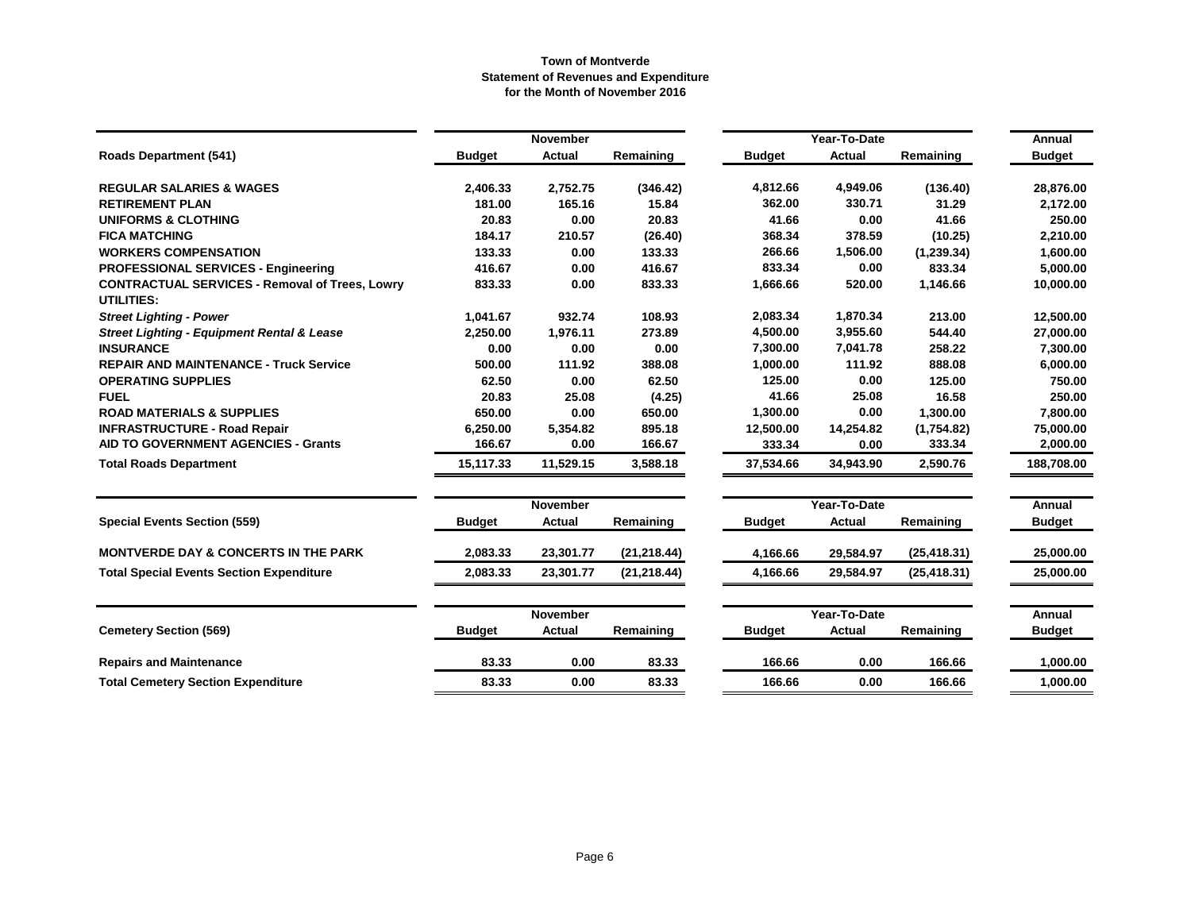**Town of Montverde**
**Statement of Revenues and Expenditure**
**for the Month of November 2016**

| | November | | | Year-To-Date | | | Annual |
|---|---|---|---|---|---|---|---|
| **Roads Department (541)** | **Budget** | **Actual** | **Remaining** | **Budget** | **Actual** | **Remaining** | **Budget** |
| **REGULAR SALARIES & WAGES** | 2,406.33 | 2,752.75 | (346.42) | 4,812.66 | 4,949.06 | (136.40) | 28,876.00 |
| **RETIREMENT PLAN** | 181.00 | 165.16 | 15.84 | 362.00 | 330.71 | 31.29 | 2,172.00 |
| **UNIFORMS & CLOTHING** | 20.83 | 0.00 | 20.83 | 41.66 | 0.00 | 41.66 | 250.00 |
| **FICA MATCHING** | 184.17 | 210.57 | (26.40) | 368.34 | 378.59 | (10.25) | 2,210.00 |
| **WORKERS COMPENSATION** | 133.33 | 0.00 | 133.33 | 266.66 | 1,506.00 | (1,239.34) | 1,600.00 |
| **PROFESSIONAL SERVICES - Engineering** | 416.67 | 0.00 | 416.67 | 833.34 | 0.00 | 833.34 | 5,000.00 |
| **CONTRACTUAL SERVICES - Removal of Trees, Lowry** | 833.33 | 0.00 | 833.33 | 1,666.66 | 520.00 | 1,146.66 | 10,000.00 |
| **UTILITIES:** | | | | | | | |
| ***Street Lighting - Power*** | 1,041.67 | 932.74 | 108.93 | 2,083.34 | 1,870.34 | 213.00 | 12,500.00 |
| ***Street Lighting - Equipment Rental & Lease*** | 2,250.00 | 1,976.11 | 273.89 | 4,500.00 | 3,955.60 | 544.40 | 27,000.00 |
| **INSURANCE** | 0.00 | 0.00 | 0.00 | 7,300.00 | 7,041.78 | 258.22 | 7,300.00 |
| **REPAIR AND MAINTENANCE - Truck Service** | 500.00 | 111.92 | 388.08 | 1,000.00 | 111.92 | 888.08 | 6,000.00 |
| **OPERATING SUPPLIES** | 62.50 | 0.00 | 62.50 | 125.00 | 0.00 | 125.00 | 750.00 |
| **FUEL** | 20.83 | 25.08 | (4.25) | 41.66 | 25.08 | 16.58 | 250.00 |
| **ROAD MATERIALS & SUPPLIES** | 650.00 | 0.00 | 650.00 | 1,300.00 | 0.00 | 1,300.00 | 7,800.00 |
| **INFRASTRUCTURE - Road Repair** | 6,250.00 | 5,354.82 | 895.18 | 12,500.00 | 14,254.82 | (1,754.82) | 75,000.00 |
| **AID TO GOVERNMENT AGENCIES - Grants** | 166.67 | 0.00 | 166.67 | 333.34 | 0.00 | 333.34 | 2,000.00 |
| **Total Roads Department** | 15,117.33 | 11,529.15 | 3,588.18 | 37,534.66 | 34,943.90 | 2,590.76 | 188,708.00 |

| | November | | | Year-To-Date | | | Annual |
|---|---|---|---|---|---|---|---|
| **Special Events Section (559)** | **Budget** | **Actual** | **Remaining** | **Budget** | **Actual** | **Remaining** | **Budget** |
| **MONTVERDE DAY & CONCERTS IN THE PARK** | 2,083.33 | 23,301.77 | (21,218.44) | 4,166.66 | 29,584.97 | (25,418.31) | 25,000.00 |
| **Total Special Events Section Expenditure** | 2,083.33 | 23,301.77 | (21,218.44) | 4,166.66 | 29,584.97 | (25,418.31) | 25,000.00 |

| | November | | | Year-To-Date | | | Annual |
|---|---|---|---|---|---|---|---|
| **Cemetery Section (569)** | **Budget** | **Actual** | **Remaining** | **Budget** | **Actual** | **Remaining** | **Budget** |
| **Repairs and Maintenance** | 83.33 | 0.00 | 83.33 | 166.66 | 0.00 | 166.66 | 1,000.00 |
| **Total Cemetery Section Expenditure** | 83.33 | 0.00 | 83.33 | 166.66 | 0.00 | 166.66 | 1,000.00 |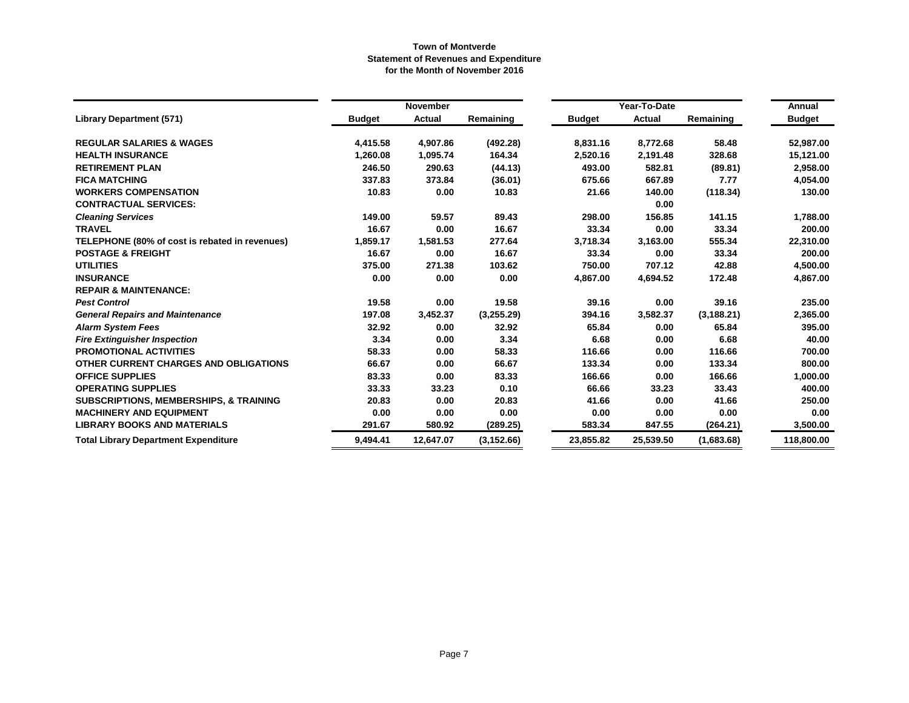**Town of Montverde**
**Statement of Revenues and Expenditure**
**for the Month of November 2016**

| Library Department (571) | November | | | Year-To-Date | | | Annual |
|---|---|---|---|---|---|---|---|
| | Budget | Actual | Remaining | Budget | Actual | Remaining | Budget |
| **REGULAR SALARIES & WAGES** | 4,415.58 | 4,907.86 | (492.28) | 8,831.16 | 8,772.68 | 58.48 | 52,987.00 |
| **HEALTH INSURANCE** | 1,260.08 | 1,095.74 | 164.34 | 2,520.16 | 2,191.48 | 328.68 | 15,121.00 |
| **RETIREMENT PLAN** | 246.50 | 290.63 | (44.13) | 493.00 | 582.81 | (89.81) | 2,958.00 |
| **FICA MATCHING** | 337.83 | 373.84 | (36.01) | 675.66 | 667.89 | 7.77 | 4,054.00 |
| **WORKERS COMPENSATION** | 10.83 | 0.00 | 10.83 | 21.66 | 140.00 | (118.34) | 130.00 |
| **CONTRACTUAL SERVICES:** | | | | | 0.00 | | |
| ***Cleaning Services*** | 149.00 | 59.57 | 89.43 | 298.00 | 156.85 | 141.15 | 1,788.00 |
| **TRAVEL** | 16.67 | 0.00 | 16.67 | 33.34 | 0.00 | 33.34 | 200.00 |
| **TELEPHONE (80% of cost is rebated in revenues)** | 1,859.17 | 1,581.53 | 277.64 | 3,718.34 | 3,163.00 | 555.34 | 22,310.00 |
| **POSTAGE & FREIGHT** | 16.67 | 0.00 | 16.67 | 33.34 | 0.00 | 33.34 | 200.00 |
| **UTILITIES** | 375.00 | 271.38 | 103.62 | 750.00 | 707.12 | 42.88 | 4,500.00 |
| **INSURANCE** | 0.00 | 0.00 | 0.00 | 4,867.00 | 4,694.52 | 172.48 | 4,867.00 |
| **REPAIR & MAINTENANCE:** | | | | | | | |
| ***Pest Control*** | 19.58 | 0.00 | 19.58 | 39.16 | 0.00 | 39.16 | 235.00 |
| ***General Repairs and Maintenance*** | 197.08 | 3,452.37 | (3,255.29) | 394.16 | 3,582.37 | (3,188.21) | 2,365.00 |
| ***Alarm System Fees*** | 32.92 | 0.00 | 32.92 | 65.84 | 0.00 | 65.84 | 395.00 |
| ***Fire Extinguisher Inspection*** | 3.34 | 0.00 | 3.34 | 6.68 | 0.00 | 6.68 | 40.00 |
| **PROMOTIONAL ACTIVITIES** | 58.33 | 0.00 | 58.33 | 116.66 | 0.00 | 116.66 | 700.00 |
| **OTHER CURRENT CHARGES AND OBLIGATIONS** | 66.67 | 0.00 | 66.67 | 133.34 | 0.00 | 133.34 | 800.00 |
| **OFFICE SUPPLIES** | 83.33 | 0.00 | 83.33 | 166.66 | 0.00 | 166.66 | 1,000.00 |
| **OPERATING SUPPLIES** | 33.33 | 33.23 | 0.10 | 66.66 | 33.23 | 33.43 | 400.00 |
| **SUBSCRIPTIONS, MEMBERSHIPS, & TRAINING** | 20.83 | 0.00 | 20.83 | 41.66 | 0.00 | 41.66 | 250.00 |
| **MACHINERY AND EQUIPMENT** | 0.00 | 0.00 | 0.00 | 0.00 | 0.00 | 0.00 | 0.00 |
| **LIBRARY BOOKS AND MATERIALS** | 291.67 | 580.92 | (289.25) | 583.34 | 847.55 | (264.21) | 3,500.00 |
| **Total Library Department Expenditure** | 9,494.41 | 12,647.07 | (3,152.66) | 23,855.82 | 25,539.50 | (1,683.68) | 118,800.00 |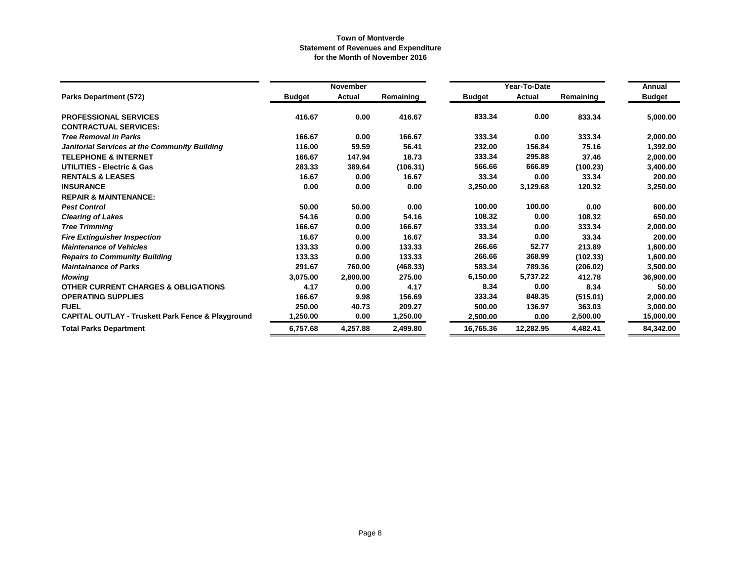**Town of Montverde**
**Statement of Revenues and Expenditure**
**for the Month of November 2016**

| | November | | | Year-To-Date | | | Annual |
|---|---|---|---|---|---|---|---|
| **Parks Department (572)** | **Budget** | **Actual** | **Remaining** | **Budget** | **Actual** | **Remaining** | **Budget** |
| **PROFESSIONAL SERVICES** | 416.67 | 0.00 | 416.67 | 833.34 | 0.00 | 833.34 | 5,000.00 |
| **CONTRACTUAL SERVICES:** | | | | | | | |
| ***Tree Removal in Parks*** | 166.67 | 0.00 | 166.67 | 333.34 | 0.00 | 333.34 | 2,000.00 |
| ***Janitorial Services at the Community Building*** | 116.00 | 59.59 | 56.41 | 232.00 | 156.84 | 75.16 | 1,392.00 |
| **TELEPHONE & INTERNET** | 166.67 | 147.94 | 18.73 | 333.34 | 295.88 | 37.46 | 2,000.00 |
| **UTILITIES - Electric & Gas** | 283.33 | 389.64 | (106.31) | 566.66 | 666.89 | (100.23) | 3,400.00 |
| **RENTALS & LEASES** | 16.67 | 0.00 | 16.67 | 33.34 | 0.00 | 33.34 | 200.00 |
| **INSURANCE** | 0.00 | 0.00 | 0.00 | 3,250.00 | 3,129.68 | 120.32 | 3,250.00 |
| **REPAIR & MAINTENANCE:** | | | | | | | |
| ***Pest Control*** | 50.00 | 50.00 | 0.00 | 100.00 | 100.00 | 0.00 | 600.00 |
| ***Clearing of Lakes*** | 54.16 | 0.00 | 54.16 | 108.32 | 0.00 | 108.32 | 650.00 |
| ***Tree Trimming*** | 166.67 | 0.00 | 166.67 | 333.34 | 0.00 | 333.34 | 2,000.00 |
| ***Fire Extinguisher Inspection*** | 16.67 | 0.00 | 16.67 | 33.34 | 0.00 | 33.34 | 200.00 |
| ***Maintenance of Vehicles*** | 133.33 | 0.00 | 133.33 | 266.66 | 52.77 | 213.89 | 1,600.00 |
| ***Repairs to Community Building*** | 133.33 | 0.00 | 133.33 | 266.66 | 368.99 | (102.33) | 1,600.00 |
| ***Maintainance of Parks*** | 291.67 | 760.00 | (468.33) | 583.34 | 789.36 | (206.02) | 3,500.00 |
| ***Mowing*** | 3,075.00 | 2,800.00 | 275.00 | 6,150.00 | 5,737.22 | 412.78 | 36,900.00 |
| **OTHER CURRENT CHARGES & OBLIGATIONS** | 4.17 | 0.00 | 4.17 | 8.34 | 0.00 | 8.34 | 50.00 |
| **OPERATING SUPPLIES** | 166.67 | 9.98 | 156.69 | 333.34 | 848.35 | (515.01) | 2,000.00 |
| **FUEL** | 250.00 | 40.73 | 209.27 | 500.00 | 136.97 | 363.03 | 3,000.00 |
| **CAPITAL OUTLAY - Truskett Park Fence & Playground** | 1,250.00 | 0.00 | 1,250.00 | 2,500.00 | 0.00 | 2,500.00 | 15,000.00 |
| **Total Parks Department** | 6,757.68 | 4,257.88 | 2,499.80 | 16,765.36 | 12,282.95 | 4,482.41 | 84,342.00 |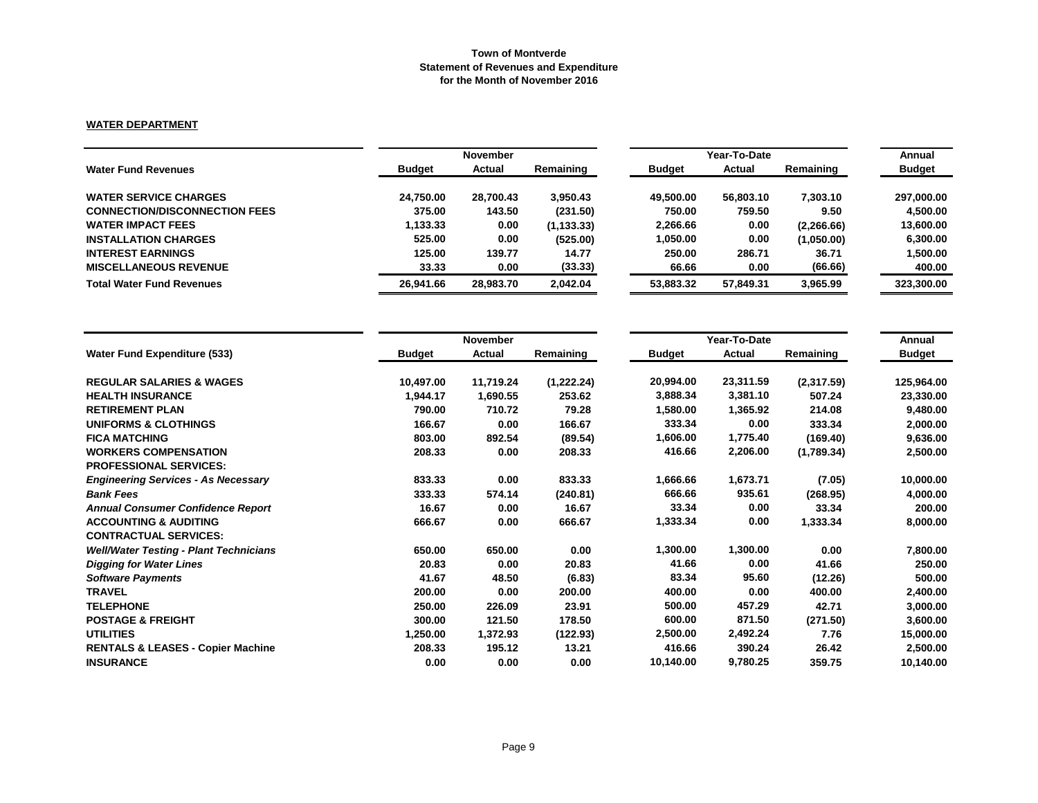**Town of Montverde**
**Statement of Revenues and Expenditure**
**for the Month of November 2016**

**WATER DEPARTMENT**

| Water Fund Revenues | November | | | Year-To-Date | | | Annual |
|---|---|---|---|---|---|---|---|
| | Budget | Actual | Remaining | Budget | Actual | Remaining | Budget |
| **WATER SERVICE CHARGES** | 24,750.00 | 28,700.43 | 3,950.43 | 49,500.00 | 56,803.10 | 7,303.10 | 297,000.00 |
| **CONNECTION/DISCONNECTION FEES** | 375.00 | 143.50 | (231.50) | 750.00 | 759.50 | 9.50 | 4,500.00 |
| **WATER IMPACT FEES** | 1,133.33 | 0.00 | (1,133.33) | 2,266.66 | 0.00 | (2,266.66) | 13,600.00 |
| **INSTALLATION CHARGES** | 525.00 | 0.00 | (525.00) | 1,050.00 | 0.00 | (1,050.00) | 6,300.00 |
| **INTEREST EARNINGS** | 125.00 | 139.77 | 14.77 | 250.00 | 286.71 | 36.71 | 1,500.00 |
| **MISCELLANEOUS REVENUE** | 33.33 | 0.00 | (33.33) | 66.66 | 0.00 | (66.66) | 400.00 |
| **Total Water Fund Revenues** | 26,941.66 | 28,983.70 | 2,042.04 | 53,883.32 | 57,849.31 | 3,965.99 | 323,300.00 |

| Water Fund Expenditure (533) | November | | | Year-To-Date | | | Annual |
|---|---|---|---|---|---|---|---|
| | Budget | Actual | Remaining | Budget | Actual | Remaining | Budget |
| **REGULAR SALARIES & WAGES** | 10,497.00 | 11,719.24 | (1,222.24) | 20,994.00 | 23,311.59 | (2,317.59) | 125,964.00 |
| **HEALTH INSURANCE** | 1,944.17 | 1,690.55 | 253.62 | 3,888.34 | 3,381.10 | 507.24 | 23,330.00 |
| **RETIREMENT PLAN** | 790.00 | 710.72 | 79.28 | 1,580.00 | 1,365.92 | 214.08 | 9,480.00 |
| **UNIFORMS & CLOTHINGS** | 166.67 | 0.00 | 166.67 | 333.34 | 0.00 | 333.34 | 2,000.00 |
| **FICA MATCHING** | 803.00 | 892.54 | (89.54) | 1,606.00 | 1,775.40 | (169.40) | 9,636.00 |
| **WORKERS COMPENSATION** | 208.33 | 0.00 | 208.33 | 416.66 | 2,206.00 | (1,789.34) | 2,500.00 |
| **PROFESSIONAL SERVICES:** | | | | | | | |
| ***Engineering Services - As Necessary*** | 833.33 | 0.00 | 833.33 | 1,666.66 | 1,673.71 | (7.05) | 10,000.00 |
| ***Bank Fees*** | 333.33 | 574.14 | (240.81) | 666.66 | 935.61 | (268.95) | 4,000.00 |
| ***Annual Consumer Confidence Report*** | 16.67 | 0.00 | 16.67 | 33.34 | 0.00 | 33.34 | 200.00 |
| **ACCOUNTING & AUDITING** | 666.67 | 0.00 | 666.67 | 1,333.34 | 0.00 | 1,333.34 | 8,000.00 |
| **CONTRACTUAL SERVICES:** | | | | | | | |
| ***Well/Water Testing - Plant Technicians*** | 650.00 | 650.00 | 0.00 | 1,300.00 | 1,300.00 | 0.00 | 7,800.00 |
| ***Digging for Water Lines*** | 20.83 | 0.00 | 20.83 | 41.66 | 0.00 | 41.66 | 250.00 |
| ***Software Payments*** | 41.67 | 48.50 | (6.83) | 83.34 | 95.60 | (12.26) | 500.00 |
| **TRAVEL** | 200.00 | 0.00 | 200.00 | 400.00 | 0.00 | 400.00 | 2,400.00 |
| **TELEPHONE** | 250.00 | 226.09 | 23.91 | 500.00 | 457.29 | 42.71 | 3,000.00 |
| **POSTAGE & FREIGHT** | 300.00 | 121.50 | 178.50 | 600.00 | 871.50 | (271.50) | 3,600.00 |
| **UTILITIES** | 1,250.00 | 1,372.93 | (122.93) | 2,500.00 | 2,492.24 | 7.76 | 15,000.00 |
| **RENTALS & LEASES - Copier Machine** | 208.33 | 195.12 | 13.21 | 416.66 | 390.24 | 26.42 | 2,500.00 |
| **INSURANCE** | 0.00 | 0.00 | 0.00 | 10,140.00 | 9,780.25 | 359.75 | 10,140.00 |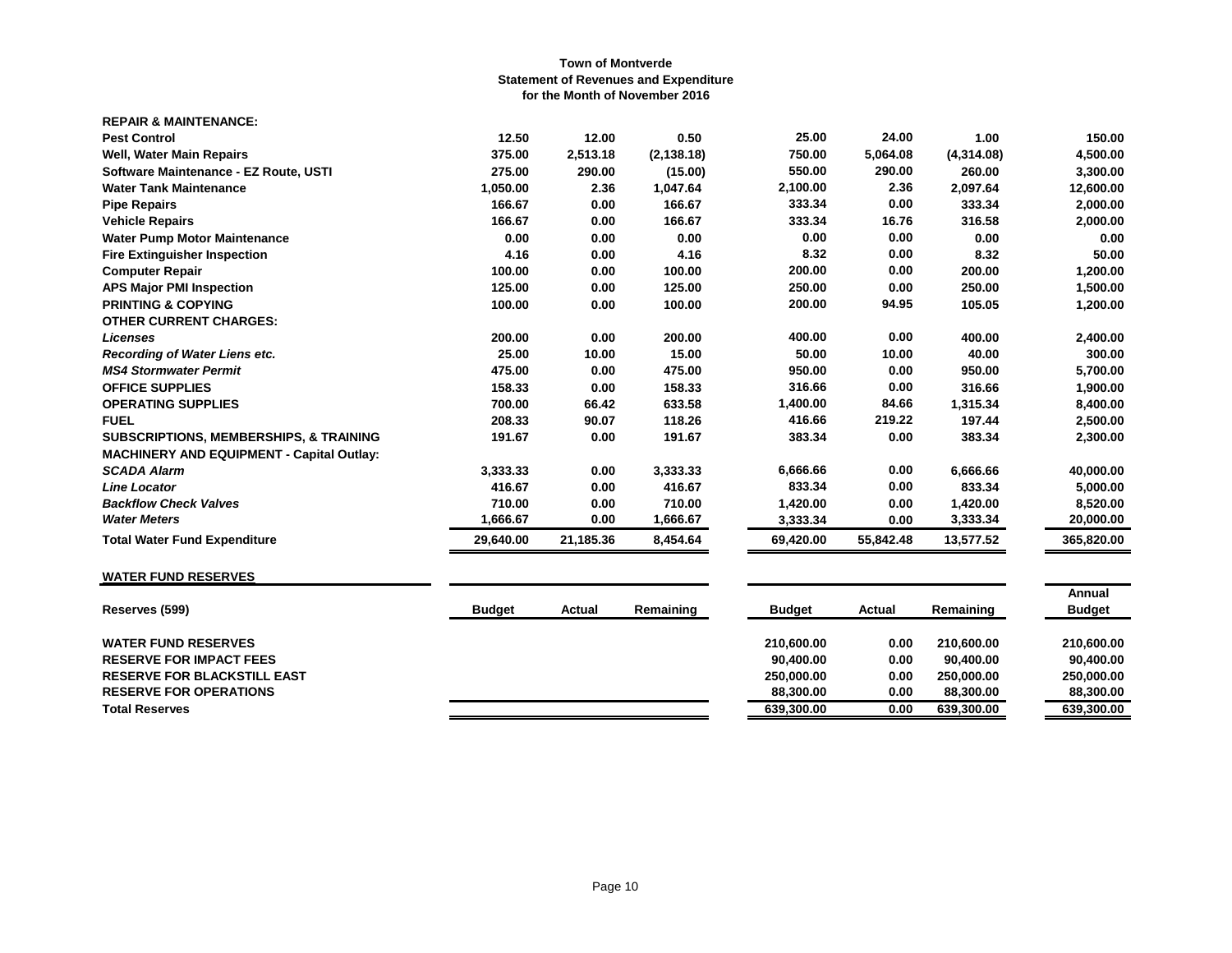**Town of Montverde**
**Statement of Revenues and Expenditure**
**for the Month of November 2016**

| | | | | | | | |
|---|---|---|---|---|---|---|---|
| **REPAIR & MAINTENANCE:** | | | | | | | |
| **Pest Control** | 12.50 | 12.00 | 0.50 | 25.00 | 24.00 | 1.00 | 150.00 |
| **Well, Water Main Repairs** | 375.00 | 2,513.18 | (2,138.18) | 750.00 | 5,064.08 | (4,314.08) | 4,500.00 |
| **Software Maintenance - EZ Route, USTI** | 275.00 | 290.00 | (15.00) | 550.00 | 290.00 | 260.00 | 3,300.00 |
| **Water Tank Maintenance** | 1,050.00 | 2.36 | 1,047.64 | 2,100.00 | 2.36 | 2,097.64 | 12,600.00 |
| **Pipe Repairs** | 166.67 | 0.00 | 166.67 | 333.34 | 0.00 | 333.34 | 2,000.00 |
| **Vehicle Repairs** | 166.67 | 0.00 | 166.67 | 333.34 | 16.76 | 316.58 | 2,000.00 |
| **Water Pump Motor Maintenance** | 0.00 | 0.00 | 0.00 | 0.00 | 0.00 | 0.00 | 0.00 |
| **Fire Extinguisher Inspection** | 4.16 | 0.00 | 4.16 | 8.32 | 0.00 | 8.32 | 50.00 |
| **Computer Repair** | 100.00 | 0.00 | 100.00 | 200.00 | 0.00 | 200.00 | 1,200.00 |
| **APS Major PMI Inspection** | 125.00 | 0.00 | 125.00 | 250.00 | 0.00 | 250.00 | 1,500.00 |
| **PRINTING & COPYING** | 100.00 | 0.00 | 100.00 | 200.00 | 94.95 | 105.05 | 1,200.00 |
| **OTHER CURRENT CHARGES:** | | | | | | | |
| ***Licenses*** | 200.00 | 0.00 | 200.00 | 400.00 | 0.00 | 400.00 | 2,400.00 |
| ***Recording of Water Liens etc.*** | 25.00 | 10.00 | 15.00 | 50.00 | 10.00 | 40.00 | 300.00 |
| ***MS4 Stormwater Permit*** | 475.00 | 0.00 | 475.00 | 950.00 | 0.00 | 950.00 | 5,700.00 |
| **OFFICE SUPPLIES** | 158.33 | 0.00 | 158.33 | 316.66 | 0.00 | 316.66 | 1,900.00 |
| **OPERATING SUPPLIES** | 700.00 | 66.42 | 633.58 | 1,400.00 | 84.66 | 1,315.34 | 8,400.00 |
| **FUEL** | 208.33 | 90.07 | 118.26 | 416.66 | 219.22 | 197.44 | 2,500.00 |
| **SUBSCRIPTIONS, MEMBERSHIPS, & TRAINING** | 191.67 | 0.00 | 191.67 | 383.34 | 0.00 | 383.34 | 2,300.00 |
| **MACHINERY AND EQUIPMENT - Capital Outlay:** | | | | | | | |
| ***SCADA Alarm*** | 3,333.33 | 0.00 | 3,333.33 | 6,666.66 | 0.00 | 6,666.66 | 40,000.00 |
| ***Line Locator*** | 416.67 | 0.00 | 416.67 | 833.34 | 0.00 | 833.34 | 5,000.00 |
| ***Backflow Check Valves*** | 710.00 | 0.00 | 710.00 | 1,420.00 | 0.00 | 1,420.00 | 8,520.00 |
| ***Water Meters*** | 1,666.67 | 0.00 | 1,666.67 | 3,333.34 | 0.00 | 3,333.34 | 20,000.00 |
| **Total Water Fund Expenditure** | 29,640.00 | 21,185.36 | 8,454.64 | 69,420.00 | 55,842.48 | 13,577.52 | 365,820.00 |

**WATER FUND RESERVES**

| Reserves (599) | Budget | Actual | Remaining | Budget | Actual | Remaining | Annual Budget |
|---|---|---|---|---|---|---|---|
| **WATER FUND RESERVES** | | | | 210,600.00 | 0.00 | 210,600.00 | 210,600.00 |
| **RESERVE FOR IMPACT FEES** | | | | 90,400.00 | 0.00 | 90,400.00 | 90,400.00 |
| **RESERVE FOR BLACKSTILL EAST** | | | | 250,000.00 | 0.00 | 250,000.00 | 250,000.00 |
| **RESERVE FOR OPERATIONS** | | | | 88,300.00 | 0.00 | 88,300.00 | 88,300.00 |
| **Total Reserves** | | | | 639,300.00 | 0.00 | 639,300.00 | 639,300.00 |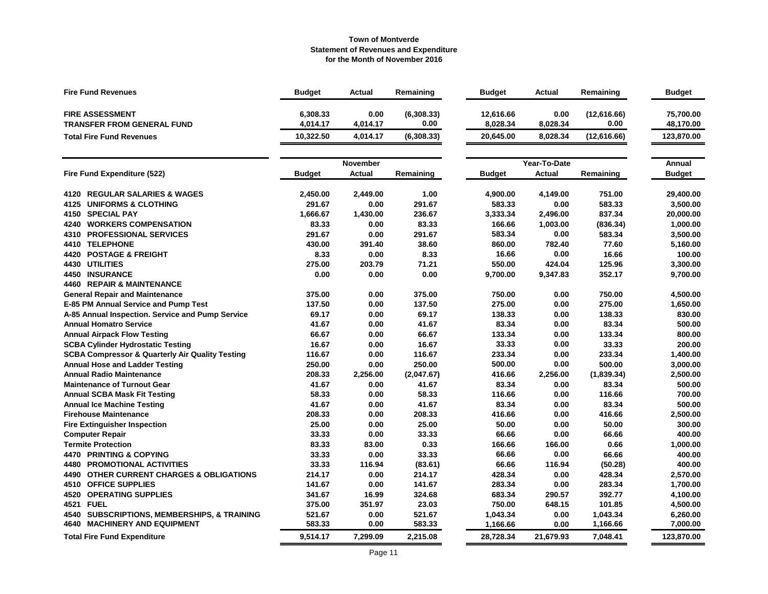**Town of Montverde**
**Statement of Revenues and Expenditure**
**for the Month of November 2016**

| Fire Fund Revenues | Budget | Actual | Remaining | Budget | Actual | Remaining | Budget |
|---|---|---|---|---|---|---|---|
| FIRE ASSESSMENT | 6,308.33 | 0.00 | (6,308.33) | 12,616.66 | 0.00 | (12,616.66) | 75,700.00 |
| TRANSFER FROM GENERAL FUND | 4,014.17 | 4,014.17 | 0.00 | 8,028.34 | 8,028.34 | 0.00 | 48,170.00 |
| Total Fire Fund Revenues | 10,322.50 | 4,014.17 | (6,308.33) | 20,645.00 | 8,028.34 | (12,616.66) | 123,870.00 |

| | November | | | Year-To-Date | | | Annual |
|---|---|---|---|---|---|---|---|
| Fire Fund Expenditure (522) | Budget | Actual | Remaining | Budget | Actual | Remaining | Budget |
| 4120 REGULAR SALARIES & WAGES | 2,450.00 | 2,449.00 | 1.00 | 4,900.00 | 4,149.00 | 751.00 | 29,400.00 |
| 4125 UNIFORMS & CLOTHING | 291.67 | 0.00 | 291.67 | 583.33 | 0.00 | 583.33 | 3,500.00 |
| 4150 SPECIAL PAY | 1,666.67 | 1,430.00 | 236.67 | 3,333.34 | 2,496.00 | 837.34 | 20,000.00 |
| 4240 WORKERS COMPENSATION | 83.33 | 0.00 | 83.33 | 166.66 | 1,003.00 | (836.34) | 1,000.00 |
| 4310 PROFESSIONAL SERVICES | 291.67 | 0.00 | 291.67 | 583.34 | 0.00 | 583.34 | 3,500.00 |
| 4410 TELEPHONE | 430.00 | 391.40 | 38.60 | 860.00 | 782.40 | 77.60 | 5,160.00 |
| 4420 POSTAGE & FREIGHT | 8.33 | 0.00 | 8.33 | 16.66 | 0.00 | 16.66 | 100.00 |
| 4430 UTILITIES | 275.00 | 203.79 | 71.21 | 550.00 | 424.04 | 125.96 | 3,300.00 |
| 4450 INSURANCE | 0.00 | 0.00 | 0.00 | 9,700.00 | 9,347.83 | 352.17 | 9,700.00 |
| 4460 REPAIR & MAINTENANCE | | | | | | | |
| General Repair and Maintenance | 375.00 | 0.00 | 375.00 | 750.00 | 0.00 | 750.00 | 4,500.00 |
| E-85 PM Annual Service and Pump Test | 137.50 | 0.00 | 137.50 | 275.00 | 0.00 | 275.00 | 1,650.00 |
| A-85 Annual Inspection. Service and Pump Service | 69.17 | 0.00 | 69.17 | 138.33 | 0.00 | 138.33 | 830.00 |
| Annual Homatro Service | 41.67 | 0.00 | 41.67 | 83.34 | 0.00 | 83.34 | 500.00 |
| Annual Airpack Flow Testing | 66.67 | 0.00 | 66.67 | 133.34 | 0.00 | 133.34 | 800.00 |
| SCBA Cylinder Hydrostatic Testing | 16.67 | 0.00 | 16.67 | 33.33 | 0.00 | 33.33 | 200.00 |
| SCBA Compressor & Quarterly Air Quality Testing | 116.67 | 0.00 | 116.67 | 233.34 | 0.00 | 233.34 | 1,400.00 |
| Annual Hose and Ladder Testing | 250.00 | 0.00 | 250.00 | 500.00 | 0.00 | 500.00 | 3,000.00 |
| Annual Radio Maintenance | 208.33 | 2,256.00 | (2,047.67) | 416.66 | 2,256.00 | (1,839.34) | 2,500.00 |
| Maintenance of Turnout Gear | 41.67 | 0.00 | 41.67 | 83.34 | 0.00 | 83.34 | 500.00 |
| Annual SCBA Mask Fit Testing | 58.33 | 0.00 | 58.33 | 116.66 | 0.00 | 116.66 | 700.00 |
| Annual Ice Machine Testing | 41.67 | 0.00 | 41.67 | 83.34 | 0.00 | 83.34 | 500.00 |
| Firehouse Maintenance | 208.33 | 0.00 | 208.33 | 416.66 | 0.00 | 416.66 | 2,500.00 |
| Fire Extinguisher Inspection | 25.00 | 0.00 | 25.00 | 50.00 | 0.00 | 50.00 | 300.00 |
| Computer Repair | 33.33 | 0.00 | 33.33 | 66.66 | 0.00 | 66.66 | 400.00 |
| Termite Protection | 83.33 | 83.00 | 0.33 | 166.66 | 166.00 | 0.66 | 1,000.00 |
| 4470 PRINTING & COPYING | 33.33 | 0.00 | 33.33 | 66.66 | 0.00 | 66.66 | 400.00 |
| 4480 PROMOTIONAL ACTIVITIES | 33.33 | 116.94 | (83.61) | 66.66 | 116.94 | (50.28) | 400.00 |
| 4490 OTHER CURRENT CHARGES & OBLIGATIONS | 214.17 | 0.00 | 214.17 | 428.34 | 0.00 | 428.34 | 2,570.00 |
| 4510 OFFICE SUPPLIES | 141.67 | 0.00 | 141.67 | 283.34 | 0.00 | 283.34 | 1,700.00 |
| 4520 OPERATING SUPPLIES | 341.67 | 16.99 | 324.68 | 683.34 | 290.57 | 392.77 | 4,100.00 |
| 4521 FUEL | 375.00 | 351.97 | 23.03 | 750.00 | 648.15 | 101.85 | 4,500.00 |
| 4540 SUBSCRIPTIONS, MEMBERSHIPS, & TRAINING | 521.67 | 0.00 | 521.67 | 1,043.34 | 0.00 | 1,043.34 | 6,260.00 |
| 4640 MACHINERY AND EQUIPMENT | 583.33 | 0.00 | 583.33 | 1,166.66 | 0.00 | 1,166.66 | 7,000.00 |
| Total Fire Fund Expenditure | 9,514.17 | 7,299.09 | 2,215.08 | 28,728.34 | 21,679.93 | 7,048.41 | 123,870.00 |